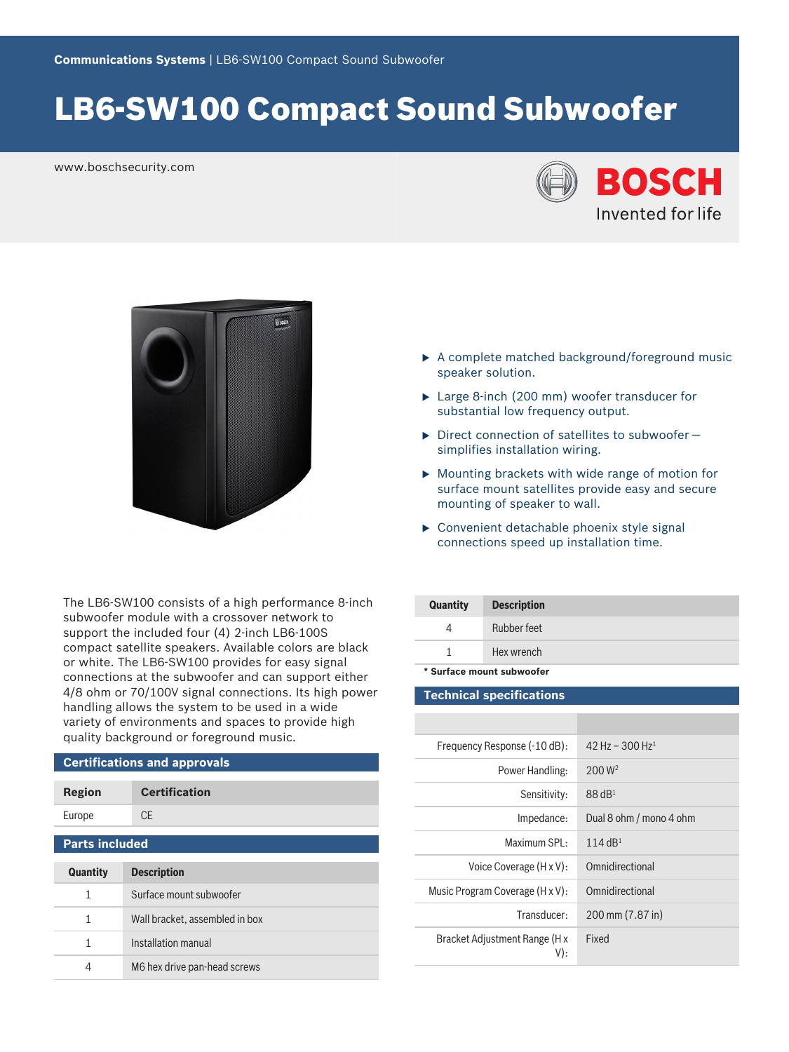**Communications Systems** | LB6-SW100 Compact Sound Subwoofer

# LB6-SW100 Compact Sound Subwoofer

www.boschsecurity.com

- A complete matched background/foreground music speaker solution.
- Large 8-inch (200 mm) woofer transducer for substantial low frequency output.
- Direct connection of satellites to subwoofer – simplifies installation wiring.
- Mounting brackets with wide range of motion for surface mount satellites provide easy and secure mounting of speaker to wall.
- Convenient detachable phoenix style signal connections speed up installation time.

The LB6-SW100 consists of a high performance 8-inch subwoofer module with a crossover network to support the included four (4) 2-inch LB6-100S compact satellite speakers. Available colors are black or white. The LB6-SW100 provides for easy signal connections at the subwoofer and can support either 4/8 ohm or 70/100V signal connections. Its high power handling allows the system to be used in a wide variety of environments and spaces to provide high quality background or foreground music.

## Certifications and approvals

| Region | Certification |
| --- | --- |
| Europe | CE |

## Parts included

| Quantity | Description |
| --- | --- |
| 1 | Surface mount subwoofer |
| 1 | Wall bracket, assembled in box |
| 1 | Installation manual |
| 4 | M6 hex drive pan-head screws |
| 4 | Rubber feet |
| 1 | Hex wrench |

**\* Surface mount subwoofer**

## Technical specifications

| | |
| --- | --- |
| Frequency Response (-10 dB): | 42 Hz – 300 Hz[1] |
| Power Handling: | 200 W[2] |
| Sensitivity: | 88 dB[1] |
| Impedance: | Dual 8 ohm / mono 4 ohm |
| Maximum SPL: | 114 dB[1] |
| Voice Coverage (H x V): | Omnidirectional |
| Music Program Coverage (H x V): | Omnidirectional |
| Transducer: | 200 mm (7.87 in) |
| Bracket Adjustment Range (H x V): | Fixed |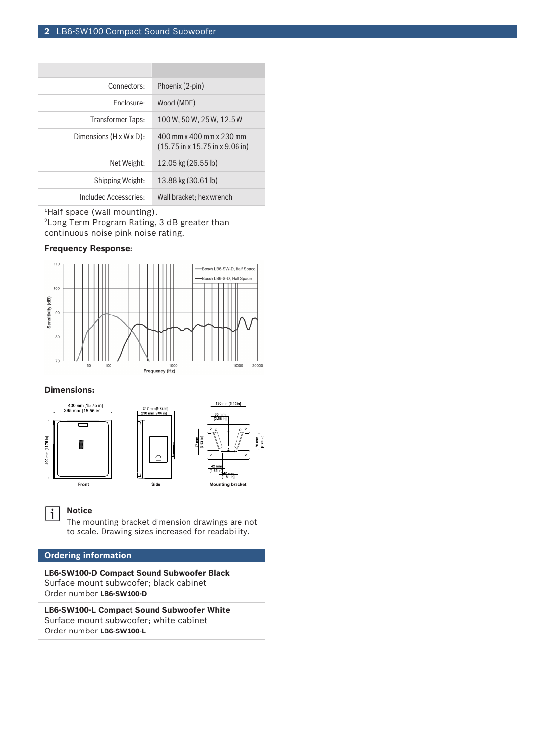| | |
|---|---|
| Connectors: | Phoenix (2-pin) |
| Enclosure: | Wood (MDF) |
| Transformer Taps: | 100 W, 50 W, 25 W, 12.5 W |
| Dimensions (H x W x D): | 400 mm x 400 mm x 230 mm (15.75 in x 15.75 in x 9.06 in) |
| Net Weight: | 12.05 kg (26.55 lb) |
| Shipping Weight: | 13.88 kg (30.61 lb) |
| Included Accessories: | Wall bracket; hex wrench |

[1]Half space (wall mounting).
[2]Long Term Program Rating, 3 dB greater than continuous noise pink noise rating.

**Frequency Response:**

**Dimensions:**

**Notice**
The mounting bracket dimension drawings are not to scale. Drawing sizes increased for readability.

## Ordering information

**LB6-SW100-D Compact Sound Subwoofer Black**
Surface mount subwoofer; black cabinet
Order number **LB6-SW100-D**

**LB6-SW100-L Compact Sound Subwoofer White**
Surface mount subwoofer; white cabinet
Order number **LB6-SW100-L**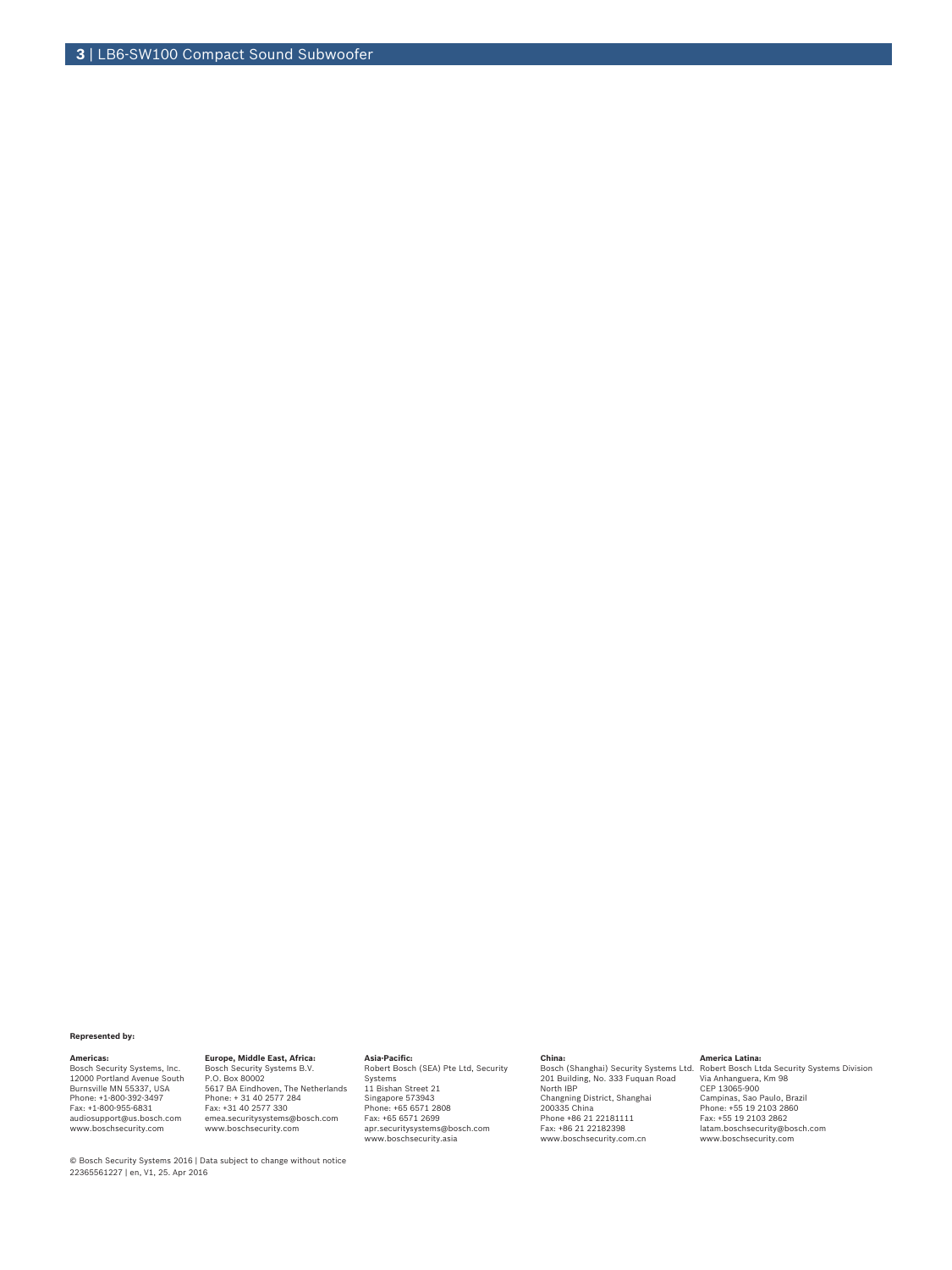**Represented by:**

**Americas:**
Bosch Security Systems, Inc.
12000 Portland Avenue South
Burnsville MN 55337, USA
Phone: +1-800-392-3497
Fax: +1-800-955-6831
audiosupport@us.bosch.com
www.boschsecurity.com

**Europe, Middle East, Africa:**
Bosch Security Systems B.V.
P.O. Box 80002
5617 BA Eindhoven, The Netherlands
Phone: + 31 40 2577 284
Fax: +31 40 2577 330
emea.securitysystems@bosch.com
www.boschsecurity.com

**Asia-Pacific:**
Robert Bosch (SEA) Pte Ltd, Security Systems
11 Bishan Street 21
Singapore 573943
Phone: +65 6571 2808
Fax: +65 6571 2699
apr.securitysystems@bosch.com
www.boschsecurity.asia

**China:**
Bosch (Shanghai) Security Systems Ltd.
201 Building, No. 333 Fuquan Road
North IBP
Changning District, Shanghai
200335 China
Phone +86 21 22181111
Fax: +86 21 22182398
www.boschsecurity.com.cn

**America Latina:**
Robert Bosch Ltda Security Systems Division
Via Anhanguera, Km 98
CEP 13065-900
Campinas, Sao Paulo, Brazil
Phone: +55 19 2103 2860
Fax: +55 19 2103 2862
latam.boschsecurity@bosch.com
www.boschsecurity.com

© Bosch Security Systems 2016 | Data subject to change without notice
22365561227 | en, V1, 25. Apr 2016